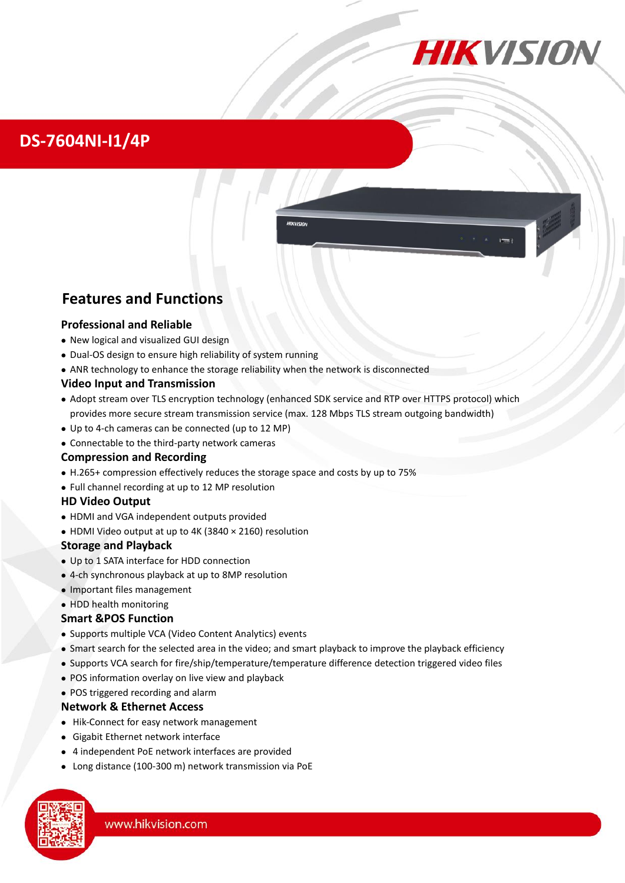# DS-7604NI-I1/4P

## Features and Functions

### Professional and Reliable

- New logical and visualized GUI design
- Dual-OS design to ensure high reliability of system running
- ANR technology to enhance the storage reliability when the network is disconnected

### Video Input and Transmission

- Adopt stream over TLS encryption technology (enhanced SDK service and RTP over HTTPS protocol) which provides more secure stream transmission service (max. 128 Mbps TLS stream outgoing bandwidth)
- Up to 4-ch cameras can be connected (up to 12 MP)
- Connectable to the third-party network cameras

### Compression and Recording

- H.265+ compression effectively reduces the storage space and costs by up to 75%
- Full channel recording at up to 12 MP resolution

### HD Video Output

- HDMI and VGA independent outputs provided
- HDMI Video output at up to 4K (3840 × 2160) resolution

### Storage and Playback

- Up to 1 SATA interface for HDD connection
- 4-ch synchronous playback at up to 8MP resolution
- Important files management
- HDD health monitoring

### Smart &POS Function

- Supports multiple VCA (Video Content Analytics) events
- Smart search for the selected area in the video; and smart playback to improve the playback efficiency
- Supports VCA search for fire/ship/temperature/temperature difference detection triggered video files
- POS information overlay on live view and playback
- POS triggered recording and alarm

### Network & Ethernet Access

- Hik-Connect for easy network management
- Gigabit Ethernet network interface
- 4 independent PoE network interfaces are provided
- Long distance (100-300 m) network transmission via PoE

www.hikvision.com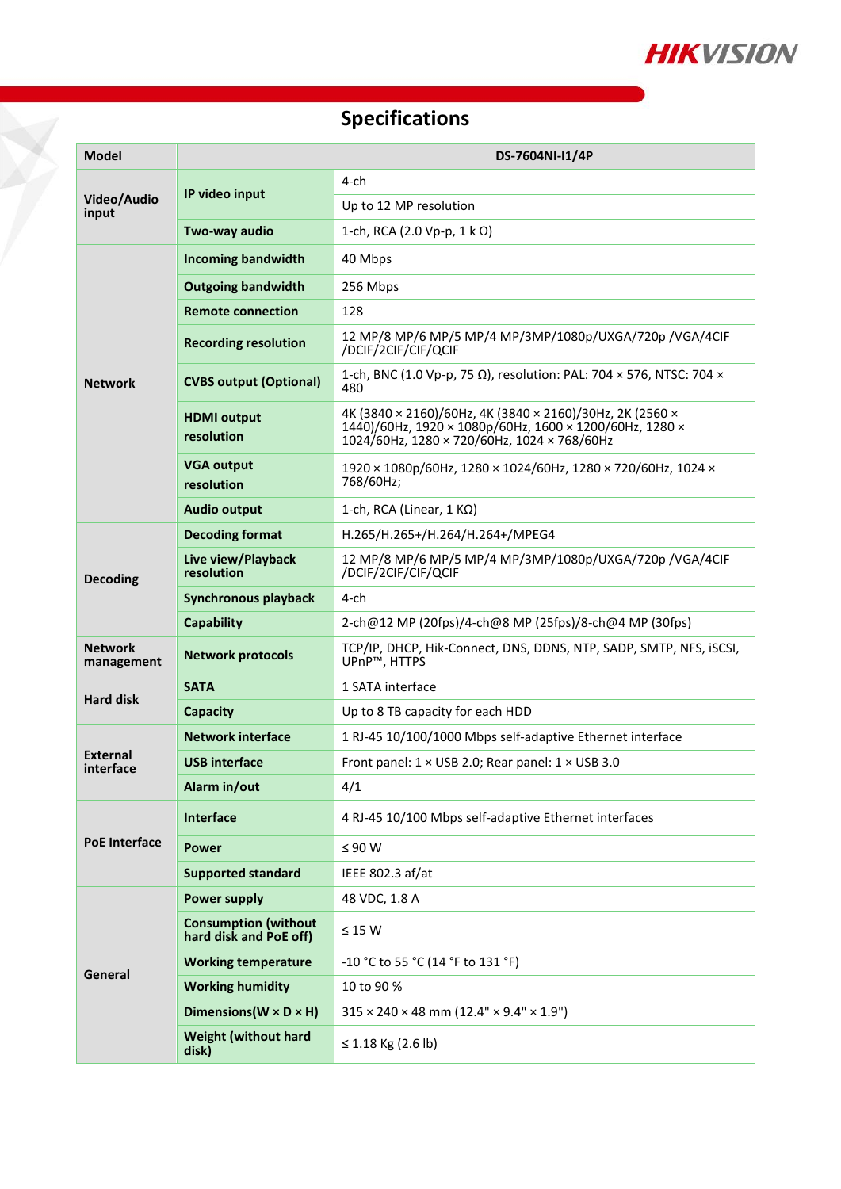# Specifications

| Model | | DS-7604NI-I1/4P |
|---|---|---|
| Video/Audio input | IP video input | 4-ch |
| | | Up to 12 MP resolution |
| | Two-way audio | 1-ch, RCA (2.0 Vp-p, 1 k Ω) |
| Network | Incoming bandwidth | 40 Mbps |
| | Outgoing bandwidth | 256 Mbps |
| | Remote connection | 128 |
| | Recording resolution | 12 MP/8 MP/6 MP/5 MP/4 MP/3MP/1080p/UXGA/720p /VGA/4CIF /DCIF/2CIF/CIF/QCIF |
| | CVBS output (Optional) | 1-ch, BNC (1.0 Vp-p, 75 Ω), resolution: PAL: 704 × 576, NTSC: 704 × 480 |
| | HDMI output resolution | 4K (3840 × 2160)/60Hz, 4K (3840 × 2160)/30Hz, 2K (2560 × 1440)/60Hz, 1920 × 1080p/60Hz, 1600 × 1200/60Hz, 1280 × 1024/60Hz, 1280 × 720/60Hz, 1024 × 768/60Hz |
| | VGA output resolution | 1920 × 1080p/60Hz, 1280 × 1024/60Hz, 1280 × 720/60Hz, 1024 × 768/60Hz; |
| | Audio output | 1-ch, RCA (Linear, 1 KΩ) |
| Decoding | Decoding format | H.265/H.265+/H.264/H.264+/MPEG4 |
| | Live view/Playback resolution | 12 MP/8 MP/6 MP/5 MP/4 MP/3MP/1080p/UXGA/720p /VGA/4CIF /DCIF/2CIF/CIF/QCIF |
| | Synchronous playback | 4-ch |
| | Capability | 2-ch@12 MP (20fps)/4-ch@8 MP (25fps)/8-ch@4 MP (30fps) |
| Network management | Network protocols | TCP/IP, DHCP, Hik-Connect, DNS, DDNS, NTP, SADP, SMTP, NFS, iSCSI, UPnP™, HTTPS |
| Hard disk | SATA | 1 SATA interface |
| | Capacity | Up to 8 TB capacity for each HDD |
| External interface | Network interface | 1 RJ-45 10/100/1000 Mbps self-adaptive Ethernet interface |
| | USB interface | Front panel: 1 × USB 2.0; Rear panel: 1 × USB 3.0 |
| | Alarm in/out | 4/1 |
| PoE Interface | Interface | 4 RJ-45 10/100 Mbps self-adaptive Ethernet interfaces |
| | Power | ≤ 90 W |
| | Supported standard | IEEE 802.3 af/at |
| General | Power supply | 48 VDC, 1.8 A |
| | Consumption (without hard disk and PoE off) | ≤ 15 W |
| | Working temperature | -10 °C to 55 °C (14 °F to 131 °F) |
| | Working humidity | 10 to 90 % |
| | Dimensions(W × D × H) | 315 × 240 × 48 mm (12.4" × 9.4" × 1.9") |
| | Weight (without hard disk) | ≤ 1.18 Kg (2.6 lb) |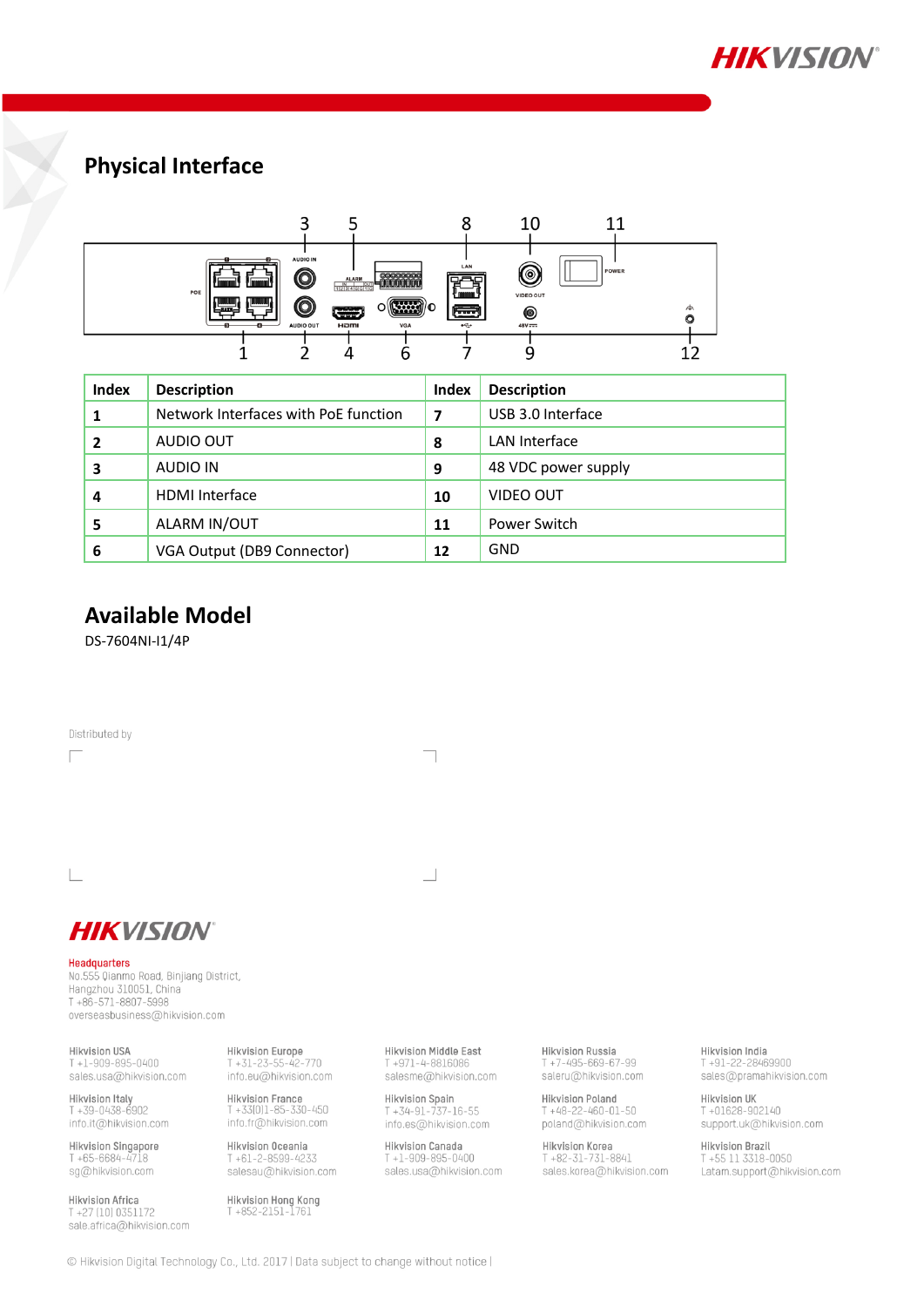## Physical Interface

| Index | Description | Index | Description |
|---|---|---|---|
| 1 | Network Interfaces with PoE function | 7 | USB 3.0 Interface |
| 2 | AUDIO OUT | 8 | LAN Interface |
| 3 | AUDIO IN | 9 | 48 VDC power supply |
| 4 | HDMI Interface | 10 | VIDEO OUT |
| 5 | ALARM IN/OUT | 11 | Power Switch |
| 6 | VGA Output (DB9 Connector) | 12 | GND |

## Available Model

DS-7604NI-I1/4P

Distributed by

HIKVISION

**Headquarters**
No.555 Qianmo Road, Binjiang District,
Hangzhou 310051, China
T +86-571-8807-5998
overseasbusiness@hikvision.com

Hikvision USA
T +1-909-895-0400
sales.usa@hikvision.com

Hikvision Europe
T +31-23-55-42-770
info.eu@hikvision.com

Hikvision Middle East
T +971-4-8816086
salesme@hikvision.com

Hikvision Russia
T +7-495-669-67-99
saleru@hikvision.com

Hikvision India
T +91-22-28469900
sales@pramahikvision.com

Hikvision Italy
T +39-0438-6902
info.it@hikvision.com

Hikvision France
T +33(0)1-85-330-450
info.fr@hikvision.com

Hikvision Spain
T +34-91-737-16-55
info.es@hikvision.com

Hikvision Poland
T +48-22-460-01-50
poland@hikvision.com

Hikvision UK
T +01628-902140
support.uk@hikvision.com

Hikvision Singapore
T +65-6684-4718
sg@hikvision.com

Hikvision Oceania
T +61-2-8599-4233
salesau@hikvision.com

Hikvision Canada
T +1-909-895-0400
sales.usa@hikvision.com

Hikvision Korea
T +82-31-731-8841
sales.korea@hikvision.com

Hikvision Brazil
T +55 11 3318-0050
Latam.support@hikvision.com

Hikvision Africa
T +27 (10) 0351172
sale.africa@hikvision.com

Hikvision Hong Kong
T +852-2151-1761

© Hikvision Digital Technology Co., Ltd. 2017 | Data subject to change without notice |